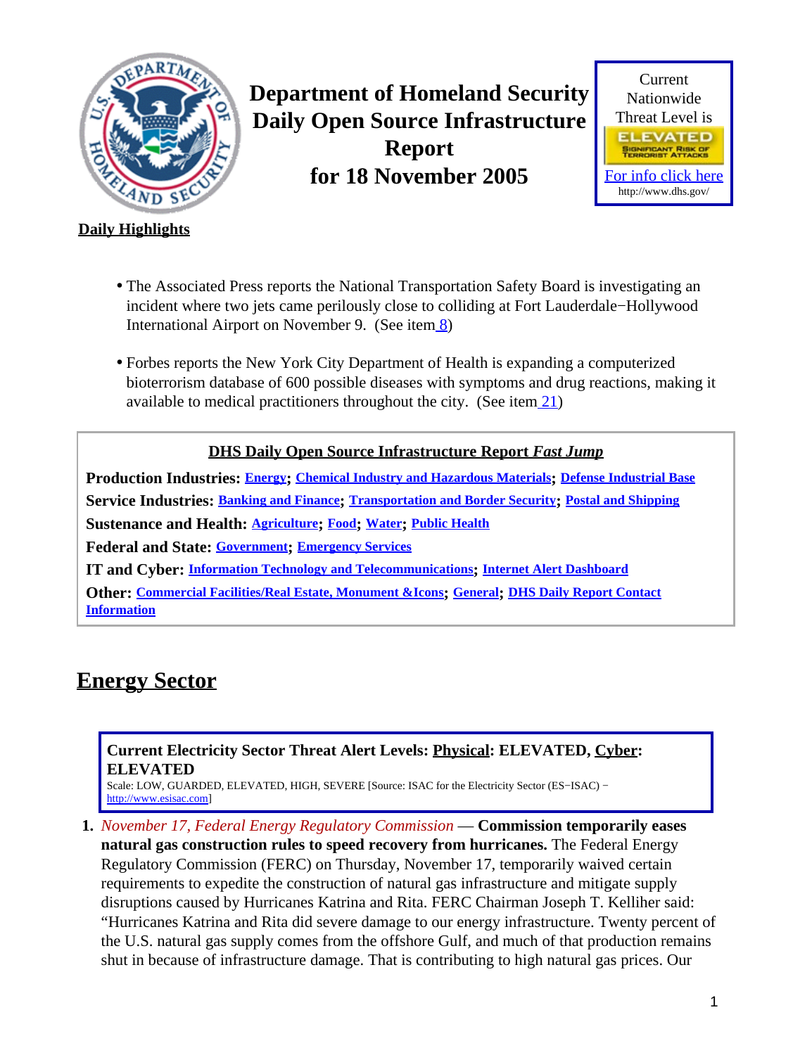# Department of Homeland Security Daily Open Source Infrastructure Report for 18 November 2005

Current Nationwide Threat Level is

ELEVATED

SIGNIFICANT RISK OF TERRORIST ATTACKS

For info click here

http://www.dhs.gov/

**Daily Highlights**

- The Associated Press reports the National Transportation Safety Board is investigating an incident where two jets came perilously close to colliding at Fort Lauderdale−Hollywood International Airport on November 9. (See item 8)
- Forbes reports the New York City Department of Health is expanding a computerized bioterrorism database of 600 possible diseases with symptoms and drug reactions, making it available to medical practitioners throughout the city. (See item 21)

**DHS Daily Open Source Infrastructure Report *Fast Jump***

**Production Industries:** Energy; Chemical Industry and Hazardous Materials; Defense Industrial Base

**Service Industries:** Banking and Finance; Transportation and Border Security; Postal and Shipping

**Sustenance and Health:** Agriculture; Food; Water; Public Health

**Federal and State:** Government; Emergency Services

**IT and Cyber:** Information Technology and Telecommunications; Internet Alert Dashboard

**Other:** Commercial Facilities/Real Estate, Monument &Icons; General; DHS Daily Report Contact Information

## Energy Sector

**Current Electricity Sector Threat Alert Levels: Physical: ELEVATED, Cyber: ELEVATED**

Scale: LOW, GUARDED, ELEVATED, HIGH, SEVERE [Source: ISAC for the Electricity Sector (ES−ISAC) − http://www.esisac.com]

1. *November 17, Federal Energy Regulatory Commission* — **Commission temporarily eases natural gas construction rules to speed recovery from hurricanes.** The Federal Energy Regulatory Commission (FERC) on Thursday, November 17, temporarily waived certain requirements to expedite the construction of natural gas infrastructure and mitigate supply disruptions caused by Hurricanes Katrina and Rita. FERC Chairman Joseph T. Kelliher said: "Hurricanes Katrina and Rita did severe damage to our energy infrastructure. Twenty percent of the U.S. natural gas supply comes from the offshore Gulf, and much of that production remains shut in because of infrastructure damage. That is contributing to high natural gas prices. Our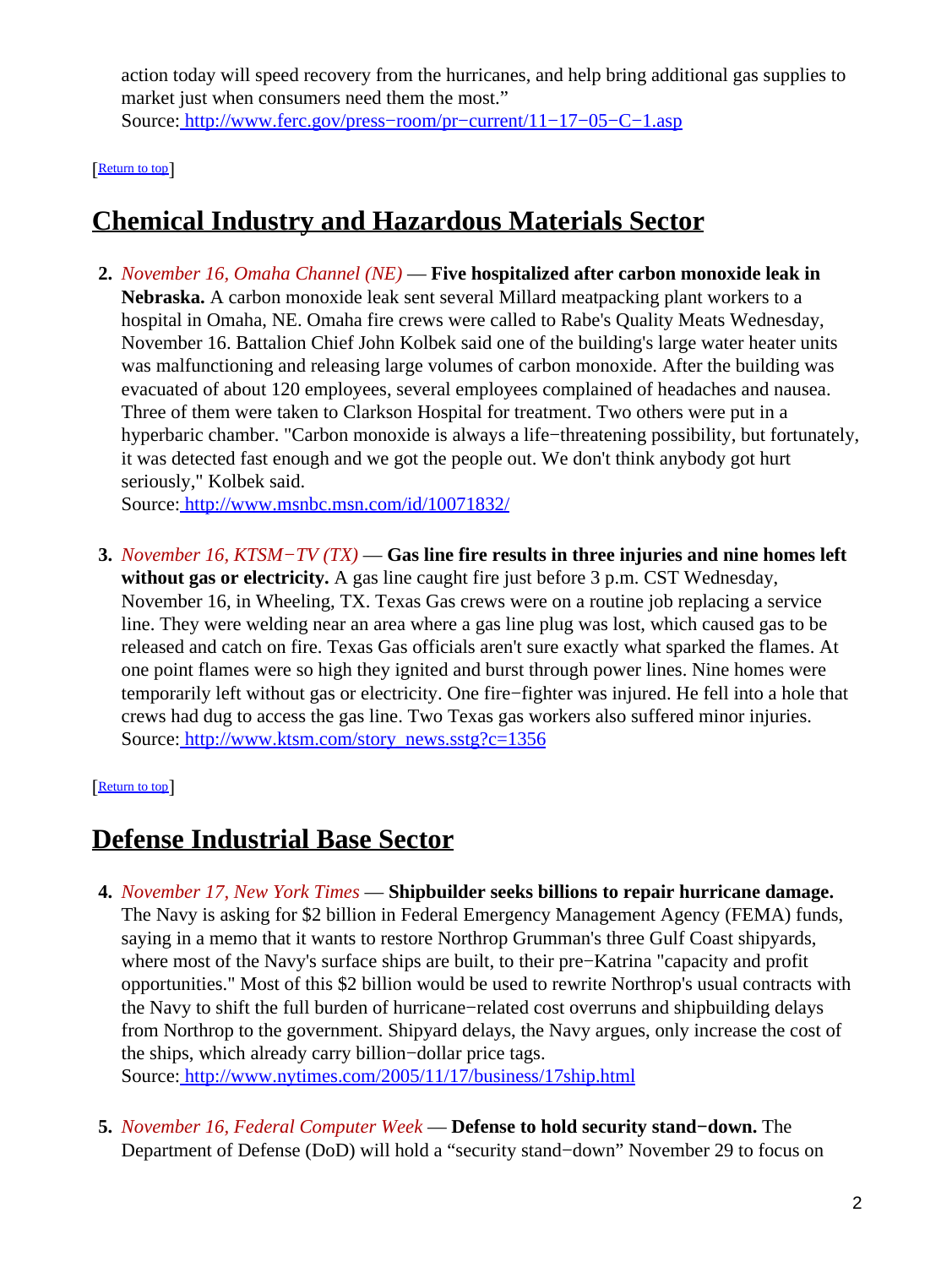action today will speed recovery from the hurricanes, and help bring additional gas supplies to market just when consumers need them the most."
Source: http://www.ferc.gov/press−room/pr−current/11−17−05−C−1.asp

[Return to top]

## Chemical Industry and Hazardous Materials Sector

2. *November 16, Omaha Channel (NE)* — **Five hospitalized after carbon monoxide leak in Nebraska.** A carbon monoxide leak sent several Millard meatpacking plant workers to a hospital in Omaha, NE. Omaha fire crews were called to Rabe's Quality Meats Wednesday, November 16. Battalion Chief John Kolbek said one of the building's large water heater units was malfunctioning and releasing large volumes of carbon monoxide. After the building was evacuated of about 120 employees, several employees complained of headaches and nausea. Three of them were taken to Clarkson Hospital for treatment. Two others were put in a hyperbaric chamber. "Carbon monoxide is always a life−threatening possibility, but fortunately, it was detected fast enough and we got the people out. We don't think anybody got hurt seriously," Kolbek said.
Source: http://www.msnbc.msn.com/id/10071832/

3. *November 16, KTSM−TV (TX)* — **Gas line fire results in three injuries and nine homes left without gas or electricity.** A gas line caught fire just before 3 p.m. CST Wednesday, November 16, in Wheeling, TX. Texas Gas crews were on a routine job replacing a service line. They were welding near an area where a gas line plug was lost, which caused gas to be released and catch on fire. Texas Gas officials aren't sure exactly what sparked the flames. At one point flames were so high they ignited and burst through power lines. Nine homes were temporarily left without gas or electricity. One fire−fighter was injured. He fell into a hole that crews had dug to access the gas line. Two Texas gas workers also suffered minor injuries.
Source: http://www.ktsm.com/story_news.sstg?c=1356

[Return to top]

## Defense Industrial Base Sector

4. *November 17, New York Times* — **Shipbuilder seeks billions to repair hurricane damage.** The Navy is asking for $2 billion in Federal Emergency Management Agency (FEMA) funds, saying in a memo that it wants to restore Northrop Grumman's three Gulf Coast shipyards, where most of the Navy's surface ships are built, to their pre−Katrina "capacity and profit opportunities." Most of this $2 billion would be used to rewrite Northrop's usual contracts with the Navy to shift the full burden of hurricane−related cost overruns and shipbuilding delays from Northrop to the government. Shipyard delays, the Navy argues, only increase the cost of the ships, which already carry billion−dollar price tags.
Source: http://www.nytimes.com/2005/11/17/business/17ship.html

5. *November 16, Federal Computer Week* — **Defense to hold security stand−down.** The Department of Defense (DoD) will hold a "security stand−down" November 29 to focus on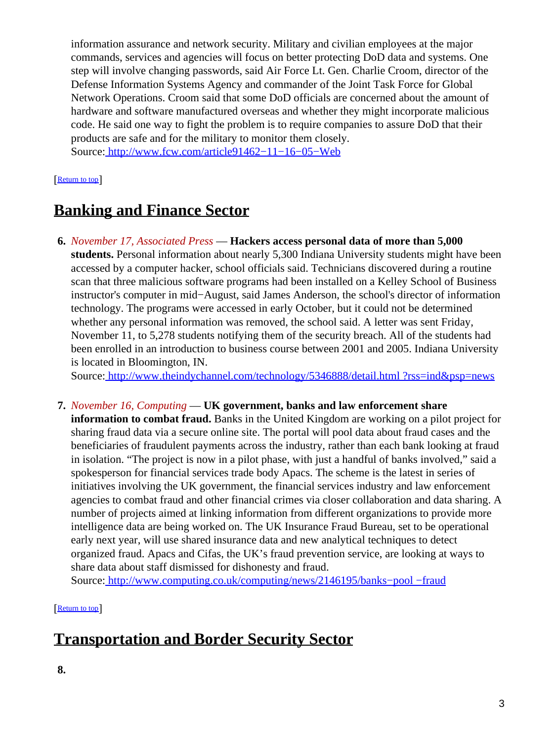information assurance and network security. Military and civilian employees at the major commands, services and agencies will focus on better protecting DoD data and systems. One step will involve changing passwords, said Air Force Lt. Gen. Charlie Croom, director of the Defense Information Systems Agency and commander of the Joint Task Force for Global Network Operations. Croom said that some DoD officials are concerned about the amount of hardware and software manufactured overseas and whether they might incorporate malicious code. He said one way to fight the problem is to require companies to assure DoD that their products are safe and for the military to monitor them closely.
Source: http://www.fcw.com/article91462−11−16−05−Web

[Return to top]

## Banking and Finance Sector

6. *November 17, Associated Press* — **Hackers access personal data of more than 5,000 students.** Personal information about nearly 5,300 Indiana University students might have been accessed by a computer hacker, school officials said. Technicians discovered during a routine scan that three malicious software programs had been installed on a Kelley School of Business instructor's computer in mid−August, said James Anderson, the school's director of information technology. The programs were accessed in early October, but it could not be determined whether any personal information was removed, the school said. A letter was sent Friday, November 11, to 5,278 students notifying them of the security breach. All of the students had been enrolled in an introduction to business course between 2001 and 2005. Indiana University is located in Bloomington, IN.
Source: http://www.theindychannel.com/technology/5346888/detail.html ?rss=ind&psp=news

7. *November 16, Computing* — **UK government, banks and law enforcement share information to combat fraud.** Banks in the United Kingdom are working on a pilot project for sharing fraud data via a secure online site. The portal will pool data about fraud cases and the beneficiaries of fraudulent payments across the industry, rather than each bank looking at fraud in isolation. "The project is now in a pilot phase, with just a handful of banks involved," said a spokesperson for financial services trade body Apacs. The scheme is the latest in series of initiatives involving the UK government, the financial services industry and law enforcement agencies to combat fraud and other financial crimes via closer collaboration and data sharing. A number of projects aimed at linking information from different organizations to provide more intelligence data are being worked on. The UK Insurance Fraud Bureau, set to be operational early next year, will use shared insurance data and new analytical techniques to detect organized fraud. Apacs and Cifas, the UK's fraud prevention service, are looking at ways to share data about staff dismissed for dishonesty and fraud.
Source: http://www.computing.co.uk/computing/news/2146195/banks−pool −fraud

[Return to top]

## Transportation and Border Security Sector

8.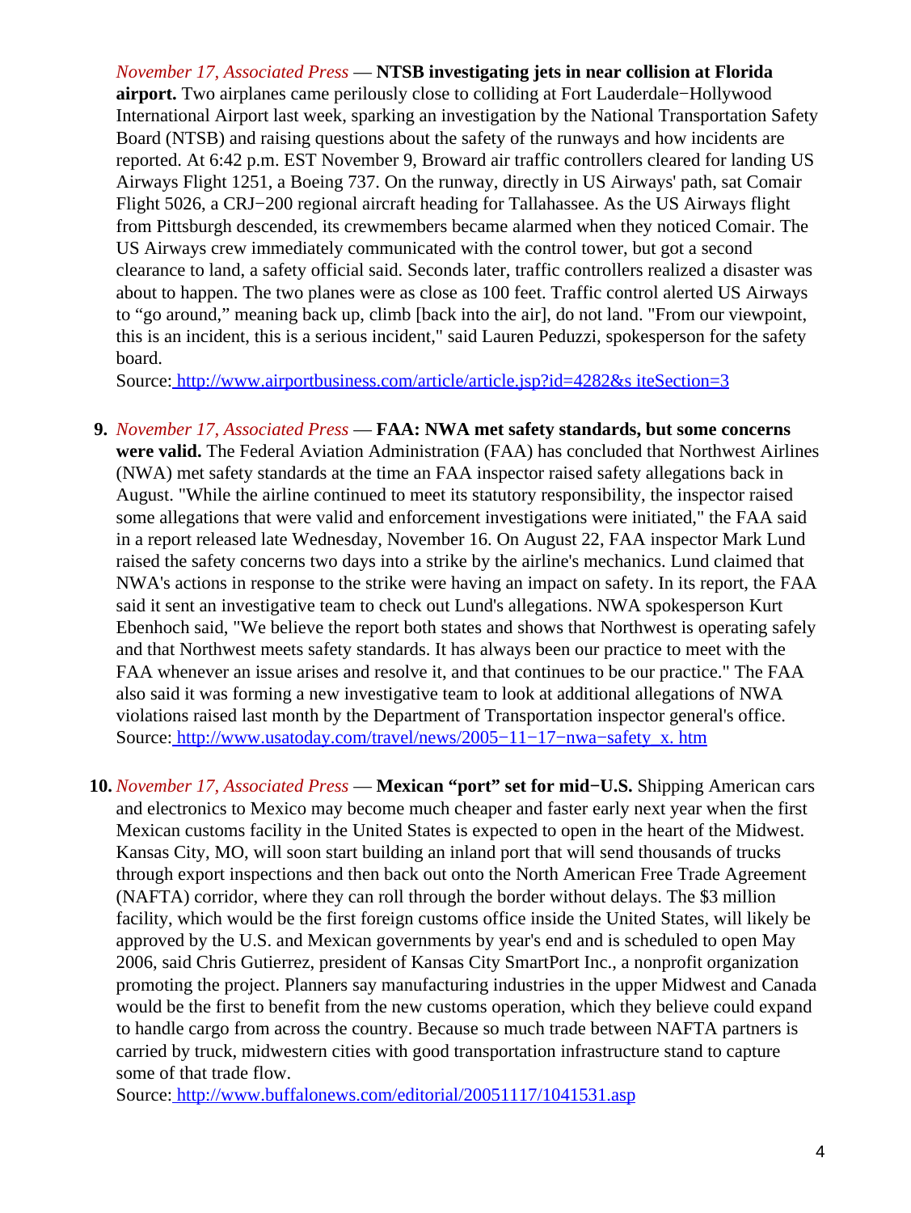*November 17, Associated Press* — **NTSB investigating jets in near collision at Florida airport.** Two airplanes came perilously close to colliding at Fort Lauderdale−Hollywood International Airport last week, sparking an investigation by the National Transportation Safety Board (NTSB) and raising questions about the safety of the runways and how incidents are reported. At 6:42 p.m. EST November 9, Broward air traffic controllers cleared for landing US Airways Flight 1251, a Boeing 737. On the runway, directly in US Airways' path, sat Comair Flight 5026, a CRJ−200 regional aircraft heading for Tallahassee. As the US Airways flight from Pittsburgh descended, its crewmembers became alarmed when they noticed Comair. The US Airways crew immediately communicated with the control tower, but got a second clearance to land, a safety official said. Seconds later, traffic controllers realized a disaster was about to happen. The two planes were as close as 100 feet. Traffic control alerted US Airways to "go around," meaning back up, climb [back into the air], do not land. "From our viewpoint, this is an incident, this is a serious incident," said Lauren Peduzzi, spokesperson for the safety board.
Source: http://www.airportbusiness.com/article/article.jsp?id=4282&s iteSection=3

9. *November 17, Associated Press* — **FAA: NWA met safety standards, but some concerns were valid.** The Federal Aviation Administration (FAA) has concluded that Northwest Airlines (NWA) met safety standards at the time an FAA inspector raised safety allegations back in August. "While the airline continued to meet its statutory responsibility, the inspector raised some allegations that were valid and enforcement investigations were initiated," the FAA said in a report released late Wednesday, November 16. On August 22, FAA inspector Mark Lund raised the safety concerns two days into a strike by the airline's mechanics. Lund claimed that NWA's actions in response to the strike were having an impact on safety. In its report, the FAA said it sent an investigative team to check out Lund's allegations. NWA spokesperson Kurt Ebenhoch said, "We believe the report both states and shows that Northwest is operating safely and that Northwest meets safety standards. It has always been our practice to meet with the FAA whenever an issue arises and resolve it, and that continues to be our practice." The FAA also said it was forming a new investigative team to look at additional allegations of NWA violations raised last month by the Department of Transportation inspector general's office.
Source: http://www.usatoday.com/travel/news/2005−11−17−nwa−safety_x. htm

10. *November 17, Associated Press* — **Mexican "port" set for mid−U.S.** Shipping American cars and electronics to Mexico may become much cheaper and faster early next year when the first Mexican customs facility in the United States is expected to open in the heart of the Midwest. Kansas City, MO, will soon start building an inland port that will send thousands of trucks through export inspections and then back out onto the North American Free Trade Agreement (NAFTA) corridor, where they can roll through the border without delays. The $3 million facility, which would be the first foreign customs office inside the United States, will likely be approved by the U.S. and Mexican governments by year's end and is scheduled to open May 2006, said Chris Gutierrez, president of Kansas City SmartPort Inc., a nonprofit organization promoting the project. Planners say manufacturing industries in the upper Midwest and Canada would be the first to benefit from the new customs operation, which they believe could expand to handle cargo from across the country. Because so much trade between NAFTA partners is carried by truck, midwestern cities with good transportation infrastructure stand to capture some of that trade flow.
Source: http://www.buffalonews.com/editorial/20051117/1041531.asp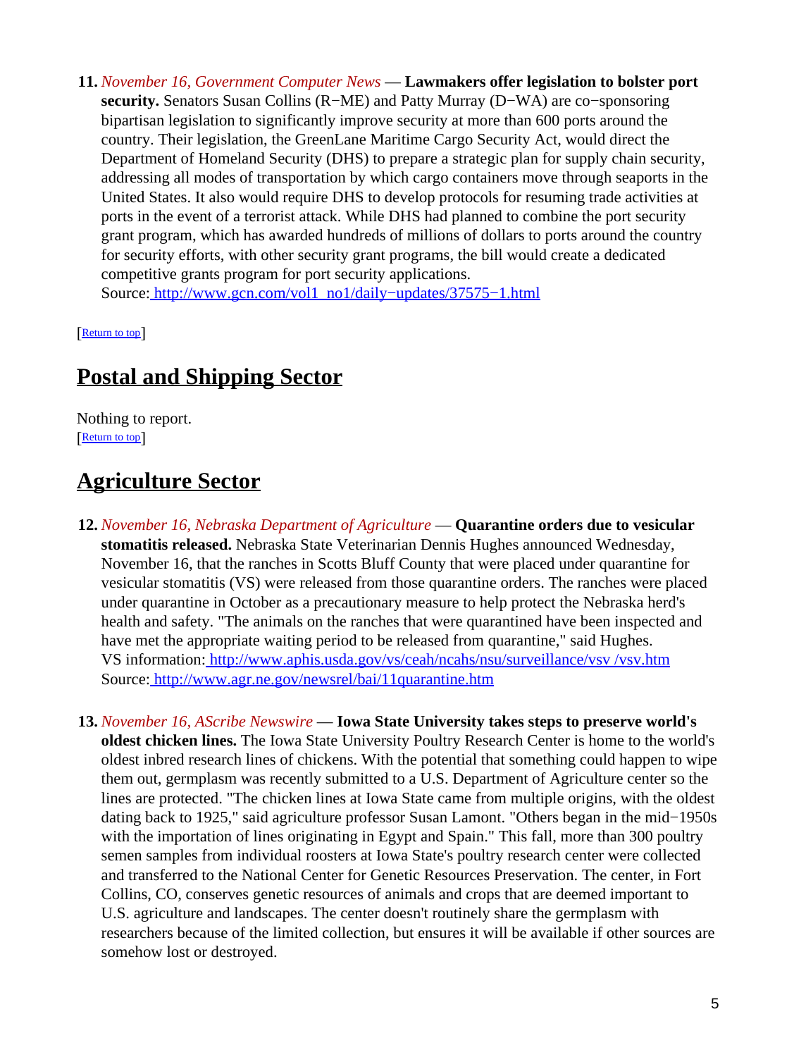11. *November 16, Government Computer News* — **Lawmakers offer legislation to bolster port security.** Senators Susan Collins (R−ME) and Patty Murray (D−WA) are co−sponsoring bipartisan legislation to significantly improve security at more than 600 ports around the country. Their legislation, the GreenLane Maritime Cargo Security Act, would direct the Department of Homeland Security (DHS) to prepare a strategic plan for supply chain security, addressing all modes of transportation by which cargo containers move through seaports in the United States. It also would require DHS to develop protocols for resuming trade activities at ports in the event of a terrorist attack. While DHS had planned to combine the port security grant program, which has awarded hundreds of millions of dollars to ports around the country for security efforts, with other security grant programs, the bill would create a dedicated competitive grants program for port security applications.
Source: http://www.gcn.com/vol1_no1/daily−updates/37575−1.html

[Return to top]

## Postal and Shipping Sector

Nothing to report.
[Return to top]

## Agriculture Sector

12. *November 16, Nebraska Department of Agriculture* — **Quarantine orders due to vesicular stomatitis released.** Nebraska State Veterinarian Dennis Hughes announced Wednesday, November 16, that the ranches in Scotts Bluff County that were placed under quarantine for vesicular stomatitis (VS) were released from those quarantine orders. The ranches were placed under quarantine in October as a precautionary measure to help protect the Nebraska herd's health and safety. "The animals on the ranches that were quarantined have been inspected and have met the appropriate waiting period to be released from quarantine," said Hughes.
VS information: http://www.aphis.usda.gov/vs/ceah/ncahs/nsu/surveillance/vsv /vsv.htm
Source: http://www.agr.ne.gov/newsrel/bai/11quarantine.htm

13. *November 16, AScribe Newswire* — **Iowa State University takes steps to preserve world's oldest chicken lines.** The Iowa State University Poultry Research Center is home to the world's oldest inbred research lines of chickens. With the potential that something could happen to wipe them out, germplasm was recently submitted to a U.S. Department of Agriculture center so the lines are protected. "The chicken lines at Iowa State came from multiple origins, with the oldest dating back to 1925," said agriculture professor Susan Lamont. "Others began in the mid−1950s with the importation of lines originating in Egypt and Spain." This fall, more than 300 poultry semen samples from individual roosters at Iowa State's poultry research center were collected and transferred to the National Center for Genetic Resources Preservation. The center, in Fort Collins, CO, conserves genetic resources of animals and crops that are deemed important to U.S. agriculture and landscapes. The center doesn't routinely share the germplasm with researchers because of the limited collection, but ensures it will be available if other sources are somehow lost or destroyed.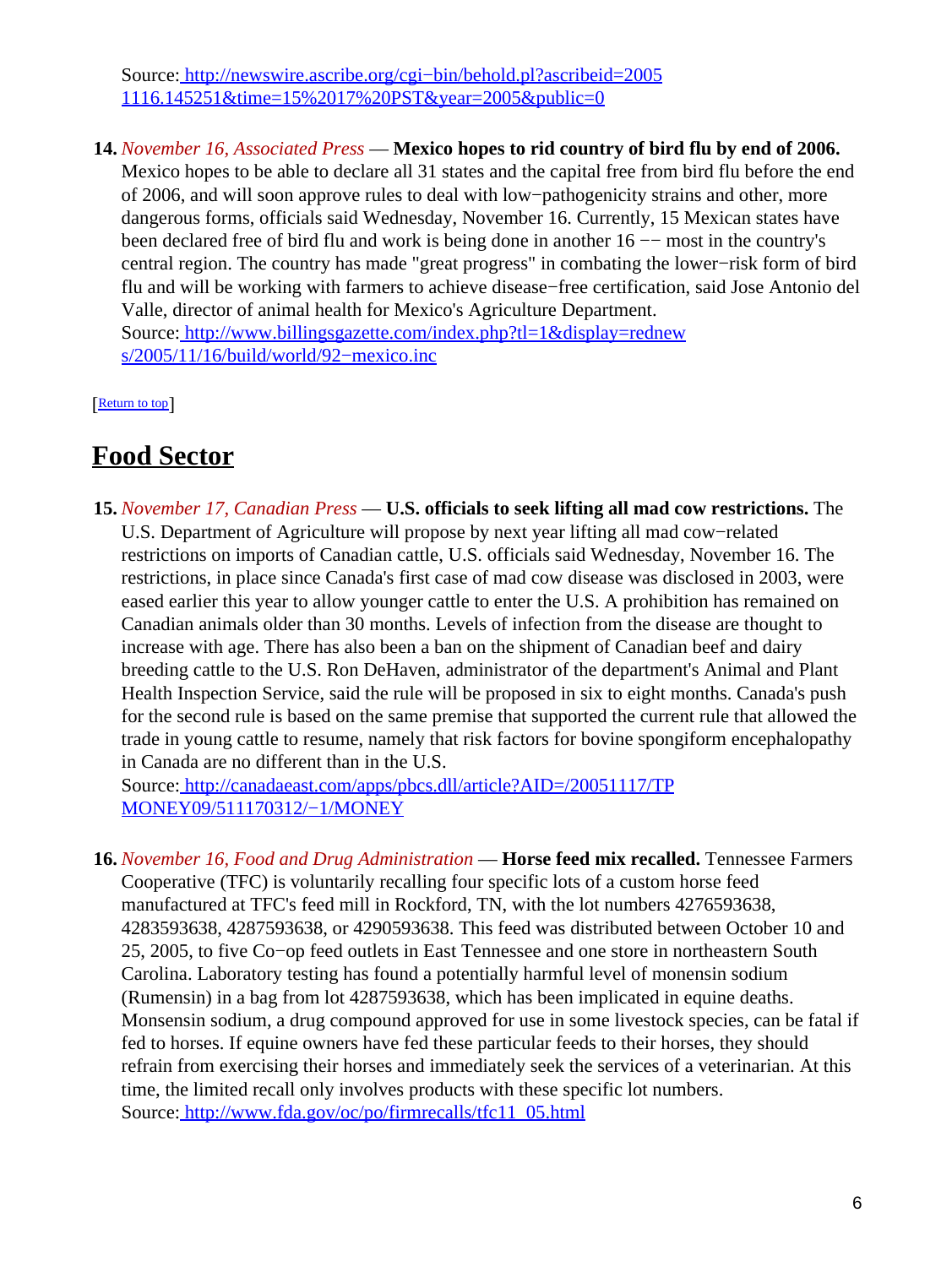Source: [http://newswire.ascribe.org/cgi−bin/behold.pl?ascribeid=20051116.145251&time=15%2017%20PST&year=2005&public=0](http://newswire.ascribe.org/cgi−bin/behold.pl?ascribeid=20051116.145251&time=15%2017%20PST&year=2005&public=0)

14. *November 16, Associated Press* — **Mexico hopes to rid country of bird flu by end of 2006.** Mexico hopes to be able to declare all 31 states and the capital free from bird flu before the end of 2006, and will soon approve rules to deal with low−pathogenicity strains and other, more dangerous forms, officials said Wednesday, November 16. Currently, 15 Mexican states have been declared free of bird flu and work is being done in another 16 −− most in the country's central region. The country has made "great progress" in combating the lower−risk form of bird flu and will be working with farmers to achieve disease−free certification, said Jose Antonio del Valle, director of animal health for Mexico's Agriculture Department.
Source: [http://www.billingsgazette.com/index.php?tl=1&display=rednews/2005/11/16/build/world/92−mexico.inc](http://www.billingsgazette.com/index.php?tl=1&display=rednews/2005/11/16/build/world/92−mexico.inc)

[Return to top]

## Food Sector

15. *November 17, Canadian Press* — **U.S. officials to seek lifting all mad cow restrictions.** The U.S. Department of Agriculture will propose by next year lifting all mad cow−related restrictions on imports of Canadian cattle, U.S. officials said Wednesday, November 16. The restrictions, in place since Canada's first case of mad cow disease was disclosed in 2003, were eased earlier this year to allow younger cattle to enter the U.S. A prohibition has remained on Canadian animals older than 30 months. Levels of infection from the disease are thought to increase with age. There has also been a ban on the shipment of Canadian beef and dairy breeding cattle to the U.S. Ron DeHaven, administrator of the department's Animal and Plant Health Inspection Service, said the rule will be proposed in six to eight months. Canada's push for the second rule is based on the same premise that supported the current rule that allowed the trade in young cattle to resume, namely that risk factors for bovine spongiform encephalopathy in Canada are no different than in the U.S.
Source: [http://canadaeast.com/apps/pbcs.dll/article?AID=/20051117/TPMONEY09/511170312/−1/MONEY](http://canadaeast.com/apps/pbcs.dll/article?AID=/20051117/TPMONEY09/511170312/−1/MONEY)

16. *November 16, Food and Drug Administration* — **Horse feed mix recalled.** Tennessee Farmers Cooperative (TFC) is voluntarily recalling four specific lots of a custom horse feed manufactured at TFC's feed mill in Rockford, TN, with the lot numbers 4276593638, 4283593638, 4287593638, or 4290593638. This feed was distributed between October 10 and 25, 2005, to five Co−op feed outlets in East Tennessee and one store in northeastern South Carolina. Laboratory testing has found a potentially harmful level of monensin sodium (Rumensin) in a bag from lot 4287593638, which has been implicated in equine deaths. Monsensin sodium, a drug compound approved for use in some livestock species, can be fatal if fed to horses. If equine owners have fed these particular feeds to their horses, they should refrain from exercising their horses and immediately seek the services of a veterinarian. At this time, the limited recall only involves products with these specific lot numbers.
Source: [http://www.fda.gov/oc/po/firmrecalls/tfc11_05.html](http://www.fda.gov/oc/po/firmrecalls/tfc11_05.html)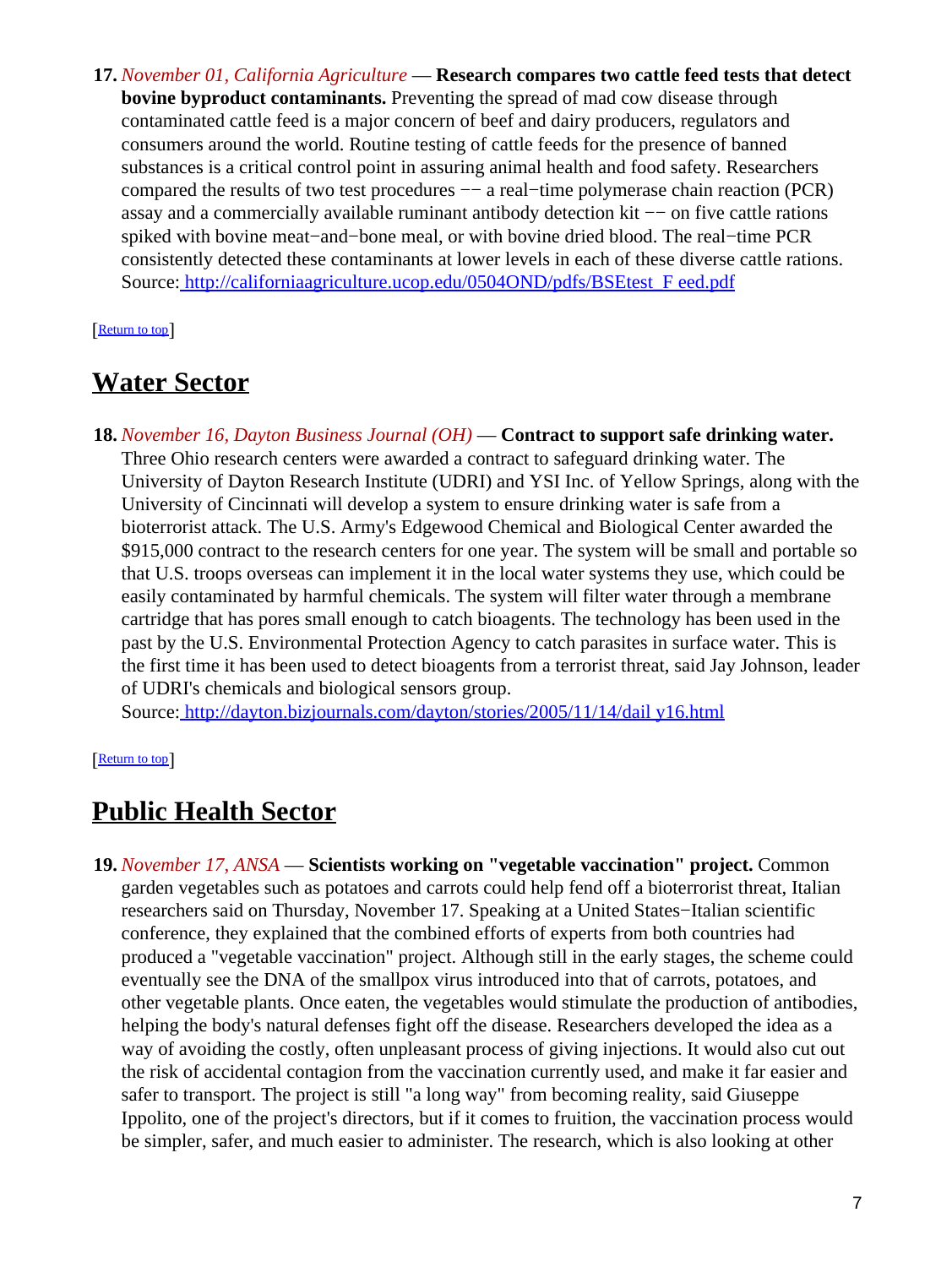17. *November 01, California Agriculture* — **Research compares two cattle feed tests that detect bovine byproduct contaminants.** Preventing the spread of mad cow disease through contaminated cattle feed is a major concern of beef and dairy producers, regulators and consumers around the world. Routine testing of cattle feeds for the presence of banned substances is a critical control point in assuring animal health and food safety. Researchers compared the results of two test procedures –– a real–time polymerase chain reaction (PCR) assay and a commercially available ruminant antibody detection kit –– on five cattle rations spiked with bovine meat–and–bone meal, or with bovine dried blood. The real–time PCR consistently detected these contaminants at lower levels in each of these diverse cattle rations.
Source: http://californiaagriculture.ucop.edu/0504OND/pdfs/BSEtest_F eed.pdf

[Return to top]

## Water Sector

18. *November 16, Dayton Business Journal (OH)* — **Contract to support safe drinking water.** Three Ohio research centers were awarded a contract to safeguard drinking water. The University of Dayton Research Institute (UDRI) and YSI Inc. of Yellow Springs, along with the University of Cincinnati will develop a system to ensure drinking water is safe from a bioterrorist attack. The U.S. Army's Edgewood Chemical and Biological Center awarded the $915,000 contract to the research centers for one year. The system will be small and portable so that U.S. troops overseas can implement it in the local water systems they use, which could be easily contaminated by harmful chemicals. The system will filter water through a membrane cartridge that has pores small enough to catch bioagents. The technology has been used in the past by the U.S. Environmental Protection Agency to catch parasites in surface water. This is the first time it has been used to detect bioagents from a terrorist threat, said Jay Johnson, leader of UDRI's chemicals and biological sensors group.
Source: http://dayton.bizjournals.com/dayton/stories/2005/11/14/dail y16.html

[Return to top]

## Public Health Sector

19. *November 17, ANSA* — **Scientists working on "vegetable vaccination" project.** Common garden vegetables such as potatoes and carrots could help fend off a bioterrorist threat, Italian researchers said on Thursday, November 17. Speaking at a United States–Italian scientific conference, they explained that the combined efforts of experts from both countries had produced a "vegetable vaccination" project. Although still in the early stages, the scheme could eventually see the DNA of the smallpox virus introduced into that of carrots, potatoes, and other vegetable plants. Once eaten, the vegetables would stimulate the production of antibodies, helping the body's natural defenses fight off the disease. Researchers developed the idea as a way of avoiding the costly, often unpleasant process of giving injections. It would also cut out the risk of accidental contagion from the vaccination currently used, and make it far easier and safer to transport. The project is still "a long way" from becoming reality, said Giuseppe Ippolito, one of the project's directors, but if it comes to fruition, the vaccination process would be simpler, safer, and much easier to administer. The research, which is also looking at other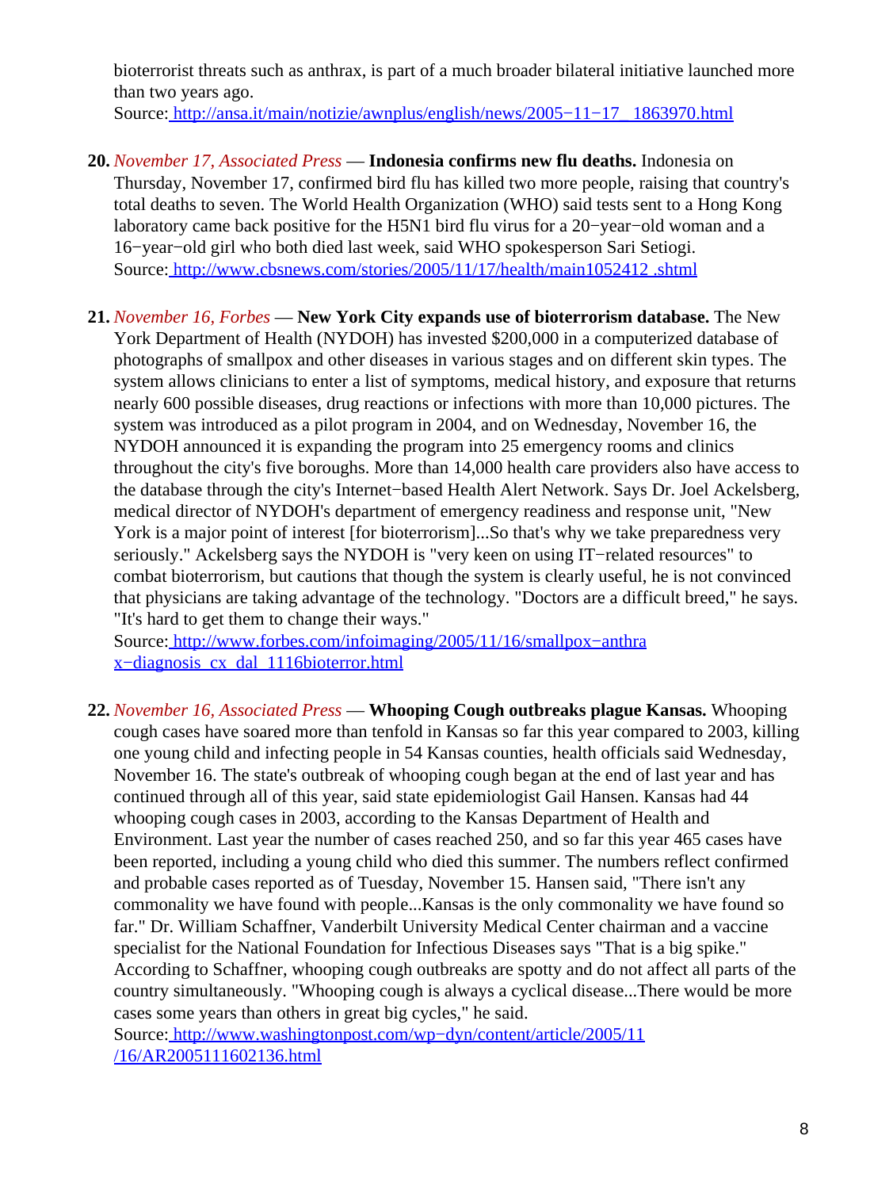bioterrorist threats such as anthrax, is part of a much broader bilateral initiative launched more than two years ago.
Source: http://ansa.it/main/notizie/awnplus/english/news/2005−11−17_1863970.html

20. *November 17, Associated Press* — **Indonesia confirms new flu deaths.** Indonesia on Thursday, November 17, confirmed bird flu has killed two more people, raising that country's total deaths to seven. The World Health Organization (WHO) said tests sent to a Hong Kong laboratory came back positive for the H5N1 bird flu virus for a 20−year−old woman and a 16−year−old girl who both died last week, said WHO spokesperson Sari Setiogi.
Source: http://www.cbsnews.com/stories/2005/11/17/health/main1052412.shtml

21. *November 16, Forbes* — **New York City expands use of bioterrorism database.** The New York Department of Health (NYDOH) has invested $200,000 in a computerized database of photographs of smallpox and other diseases in various stages and on different skin types. The system allows clinicians to enter a list of symptoms, medical history, and exposure that returns nearly 600 possible diseases, drug reactions or infections with more than 10,000 pictures. The system was introduced as a pilot program in 2004, and on Wednesday, November 16, the NYDOH announced it is expanding the program into 25 emergency rooms and clinics throughout the city's five boroughs. More than 14,000 health care providers also have access to the database through the city's Internet−based Health Alert Network. Says Dr. Joel Ackelsberg, medical director of NYDOH's department of emergency readiness and response unit, "New York is a major point of interest [for bioterrorism]...So that's why we take preparedness very seriously." Ackelsberg says the NYDOH is "very keen on using IT−related resources" to combat bioterrorism, but cautions that though the system is clearly useful, he is not convinced that physicians are taking advantage of the technology. "Doctors are a difficult breed," he says. "It's hard to get them to change their ways."
Source: http://www.forbes.com/infoimaging/2005/11/16/smallpox−anthrax−diagnosis_cx_dal_1116bioterror.html

22. *November 16, Associated Press* — **Whooping Cough outbreaks plague Kansas.** Whooping cough cases have soared more than tenfold in Kansas so far this year compared to 2003, killing one young child and infecting people in 54 Kansas counties, health officials said Wednesday, November 16. The state's outbreak of whooping cough began at the end of last year and has continued through all of this year, said state epidemiologist Gail Hansen. Kansas had 44 whooping cough cases in 2003, according to the Kansas Department of Health and Environment. Last year the number of cases reached 250, and so far this year 465 cases have been reported, including a young child who died this summer. The numbers reflect confirmed and probable cases reported as of Tuesday, November 15. Hansen said, "There isn't any commonality we have found with people...Kansas is the only commonality we have found so far." Dr. William Schaffner, Vanderbilt University Medical Center chairman and a vaccine specialist for the National Foundation for Infectious Diseases says "That is a big spike." According to Schaffner, whooping cough outbreaks are spotty and do not affect all parts of the country simultaneously. "Whooping cough is always a cyclical disease...There would be more cases some years than others in great big cycles," he said.
Source: http://www.washingtonpost.com/wp−dyn/content/article/2005/11/16/AR2005111602136.html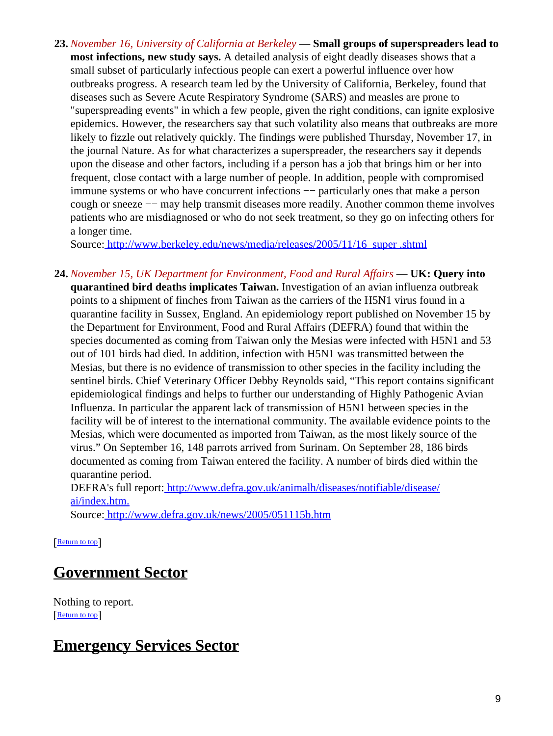23. *November 16, University of California at Berkeley* — **Small groups of superspreaders lead to most infections, new study says.** A detailed analysis of eight deadly diseases shows that a small subset of particularly infectious people can exert a powerful influence over how outbreaks progress. A research team led by the University of California, Berkeley, found that diseases such as Severe Acute Respiratory Syndrome (SARS) and measles are prone to "superspreading events" in which a few people, given the right conditions, can ignite explosive epidemics. However, the researchers say that such volatility also means that outbreaks are more likely to fizzle out relatively quickly. The findings were published Thursday, November 17, in the journal Nature. As for what characterizes a superspreader, the researchers say it depends upon the disease and other factors, including if a person has a job that brings him or her into frequent, close contact with a large number of people. In addition, people with compromised immune systems or who have concurrent infections −− particularly ones that make a person cough or sneeze −− may help transmit diseases more readily. Another common theme involves patients who are misdiagnosed or who do not seek treatment, so they go on infecting others for a longer time.
Source: http://www.berkeley.edu/news/media/releases/2005/11/16_super .shtml

24. *November 15, UK Department for Environment, Food and Rural Affairs* — **UK: Query into quarantined bird deaths implicates Taiwan.** Investigation of an avian influenza outbreak points to a shipment of finches from Taiwan as the carriers of the H5N1 virus found in a quarantine facility in Sussex, England. An epidemiology report published on November 15 by the Department for Environment, Food and Rural Affairs (DEFRA) found that within the species documented as coming from Taiwan only the Mesias were infected with H5N1 and 53 out of 101 birds had died. In addition, infection with H5N1 was transmitted between the Mesias, but there is no evidence of transmission to other species in the facility including the sentinel birds. Chief Veterinary Officer Debby Reynolds said, "This report contains significant epidemiological findings and helps to further our understanding of Highly Pathogenic Avian Influenza. In particular the apparent lack of transmission of H5N1 between species in the facility will be of interest to the international community. The available evidence points to the Mesias, which were documented as imported from Taiwan, as the most likely source of the virus." On September 16, 148 parrots arrived from Surinam. On September 28, 186 birds documented as coming from Taiwan entered the facility. A number of birds died within the quarantine period.
DEFRA's full report: http://www.defra.gov.uk/animalh/diseases/notifiable/disease/ai/index.htm.
Source: http://www.defra.gov.uk/news/2005/051115b.htm

[Return to top]

## Government Sector

Nothing to report.
[Return to top]

## Emergency Services Sector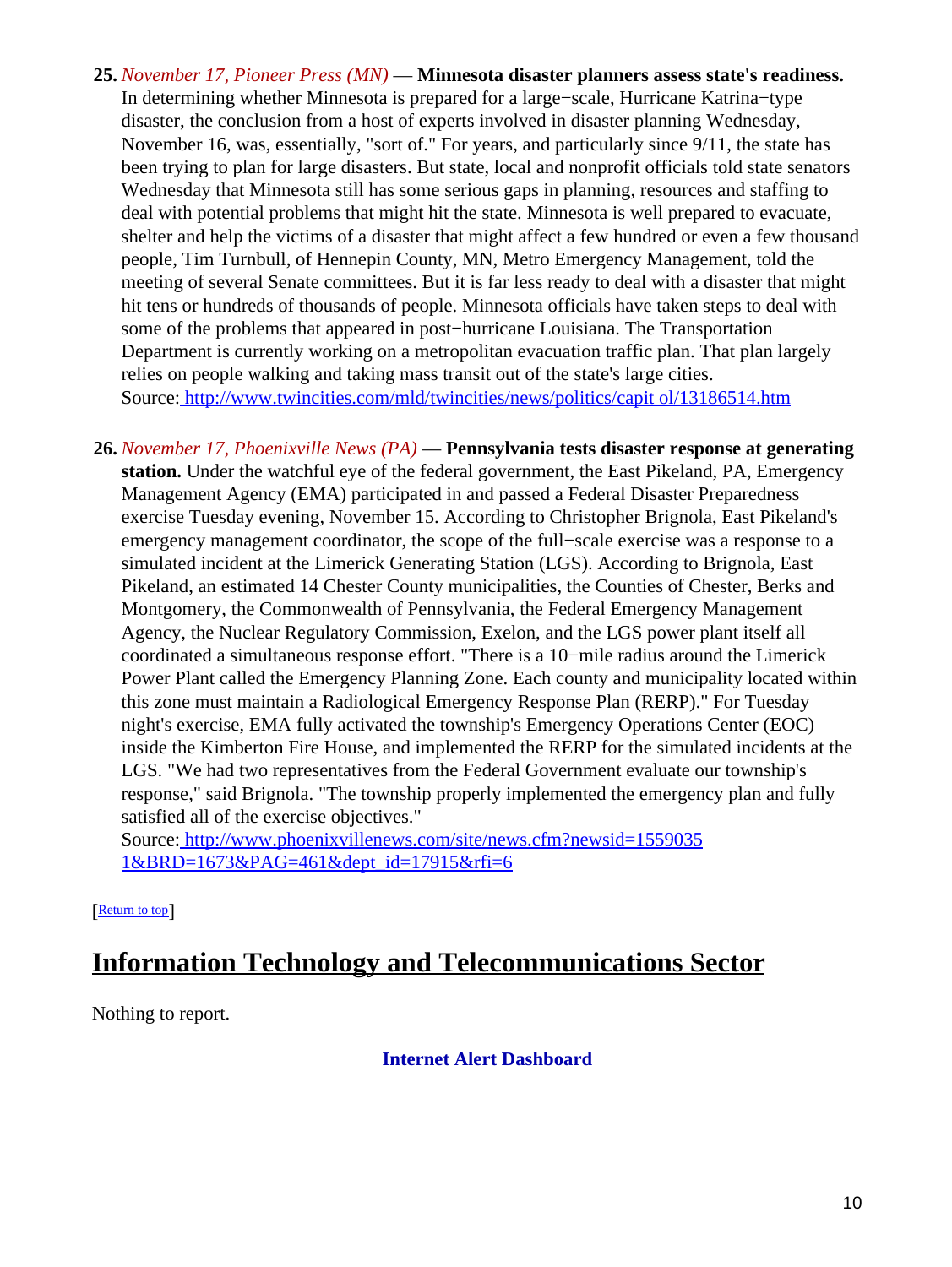25. *November 17, Pioneer Press (MN)* — **Minnesota disaster planners assess state's readiness.** In determining whether Minnesota is prepared for a large−scale, Hurricane Katrina−type disaster, the conclusion from a host of experts involved in disaster planning Wednesday, November 16, was, essentially, "sort of." For years, and particularly since 9/11, the state has been trying to plan for large disasters. But state, local and nonprofit officials told state senators Wednesday that Minnesota still has some serious gaps in planning, resources and staffing to deal with potential problems that might hit the state. Minnesota is well prepared to evacuate, shelter and help the victims of a disaster that might affect a few hundred or even a few thousand people, Tim Turnbull, of Hennepin County, MN, Metro Emergency Management, told the meeting of several Senate committees. But it is far less ready to deal with a disaster that might hit tens or hundreds of thousands of people. Minnesota officials have taken steps to deal with some of the problems that appeared in post−hurricane Louisiana. The Transportation Department is currently working on a metropolitan evacuation traffic plan. That plan largely relies on people walking and taking mass transit out of the state's large cities.
Source: http://www.twincities.com/mld/twincities/news/politics/capit ol/13186514.htm

26. *November 17, Phoenixville News (PA)* — **Pennsylvania tests disaster response at generating station.** Under the watchful eye of the federal government, the East Pikeland, PA, Emergency Management Agency (EMA) participated in and passed a Federal Disaster Preparedness exercise Tuesday evening, November 15. According to Christopher Brignola, East Pikeland's emergency management coordinator, the scope of the full−scale exercise was a response to a simulated incident at the Limerick Generating Station (LGS). According to Brignola, East Pikeland, an estimated 14 Chester County municipalities, the Counties of Chester, Berks and Montgomery, the Commonwealth of Pennsylvania, the Federal Emergency Management Agency, the Nuclear Regulatory Commission, Exelon, and the LGS power plant itself all coordinated a simultaneous response effort. "There is a 10−mile radius around the Limerick Power Plant called the Emergency Planning Zone. Each county and municipality located within this zone must maintain a Radiological Emergency Response Plan (RERP)." For Tuesday night's exercise, EMA fully activated the township's Emergency Operations Center (EOC) inside the Kimberton Fire House, and implemented the RERP for the simulated incidents at the LGS. "We had two representatives from the Federal Government evaluate our township's response," said Brignola. "The township properly implemented the emergency plan and fully satisfied all of the exercise objectives."
Source: http://www.phoenixvillenews.com/site/news.cfm?newsid=1559035 1&BRD=1673&PAG=461&dept_id=17915&rfi=6

[Return to top]

## Information Technology and Telecommunications Sector

Nothing to report.

**Internet Alert Dashboard**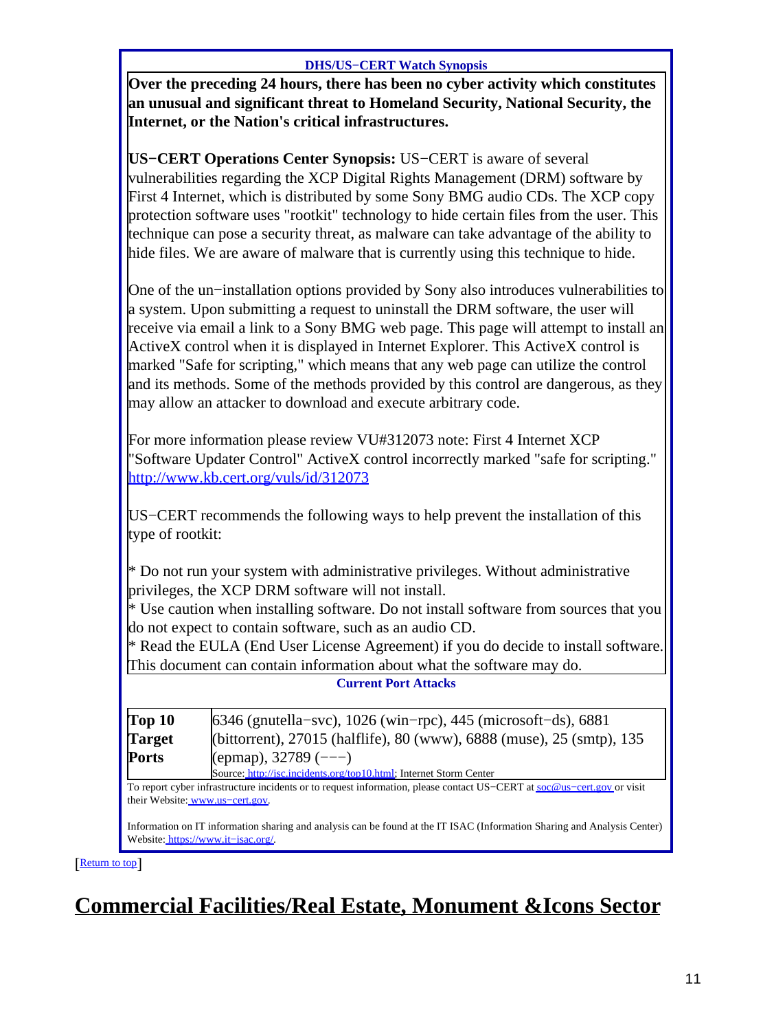**DHS/US−CERT Watch Synopsis**

**Over the preceding 24 hours, there has been no cyber activity which constitutes an unusual and significant threat to Homeland Security, National Security, the Internet, or the Nation's critical infrastructures.**

**US−CERT Operations Center Synopsis:** US−CERT is aware of several vulnerabilities regarding the XCP Digital Rights Management (DRM) software by First 4 Internet, which is distributed by some Sony BMG audio CDs. The XCP copy protection software uses "rootkit" technology to hide certain files from the user. This technique can pose a security threat, as malware can take advantage of the ability to hide files. We are aware of malware that is currently using this technique to hide.

One of the un−installation options provided by Sony also introduces vulnerabilities to a system. Upon submitting a request to uninstall the DRM software, the user will receive via email a link to a Sony BMG web page. This page will attempt to install an ActiveX control when it is displayed in Internet Explorer. This ActiveX control is marked "Safe for scripting," which means that any web page can utilize the control and its methods. Some of the methods provided by this control are dangerous, as they may allow an attacker to download and execute arbitrary code.

For more information please review VU#312073 note: First 4 Internet XCP "Software Updater Control" ActiveX control incorrectly marked "safe for scripting." http://www.kb.cert.org/vuls/id/312073

US−CERT recommends the following ways to help prevent the installation of this type of rootkit:

* Do not run your system with administrative privileges. Without administrative privileges, the XCP DRM software will not install.
* Use caution when installing software. Do not install software from sources that you do not expect to contain software, such as an audio CD.
* Read the EULA (End User License Agreement) if you do decide to install software. This document can contain information about what the software may do.

**Current Port Attacks**

| | |
|---|---|
| **Top 10 Target Ports** | 6346 (gnutella−svc), 1026 (win−rpc), 445 (microsoft−ds), 6881 (bittorrent), 27015 (halflife), 80 (www), 6888 (muse), 25 (smtp), 135 (epmap), 32789 (−−−)<br>Source: http://isc.incidents.org/top10.html; Internet Storm Center |

To report cyber infrastructure incidents or to request information, please contact US−CERT at soc@us−cert.gov or visit their Website: www.us−cert.gov.

Information on IT information sharing and analysis can be found at the IT ISAC (Information Sharing and Analysis Center) Website: https://www.it−isac.org/.

[Return to top]

# Commercial Facilities/Real Estate, Monument &Icons Sector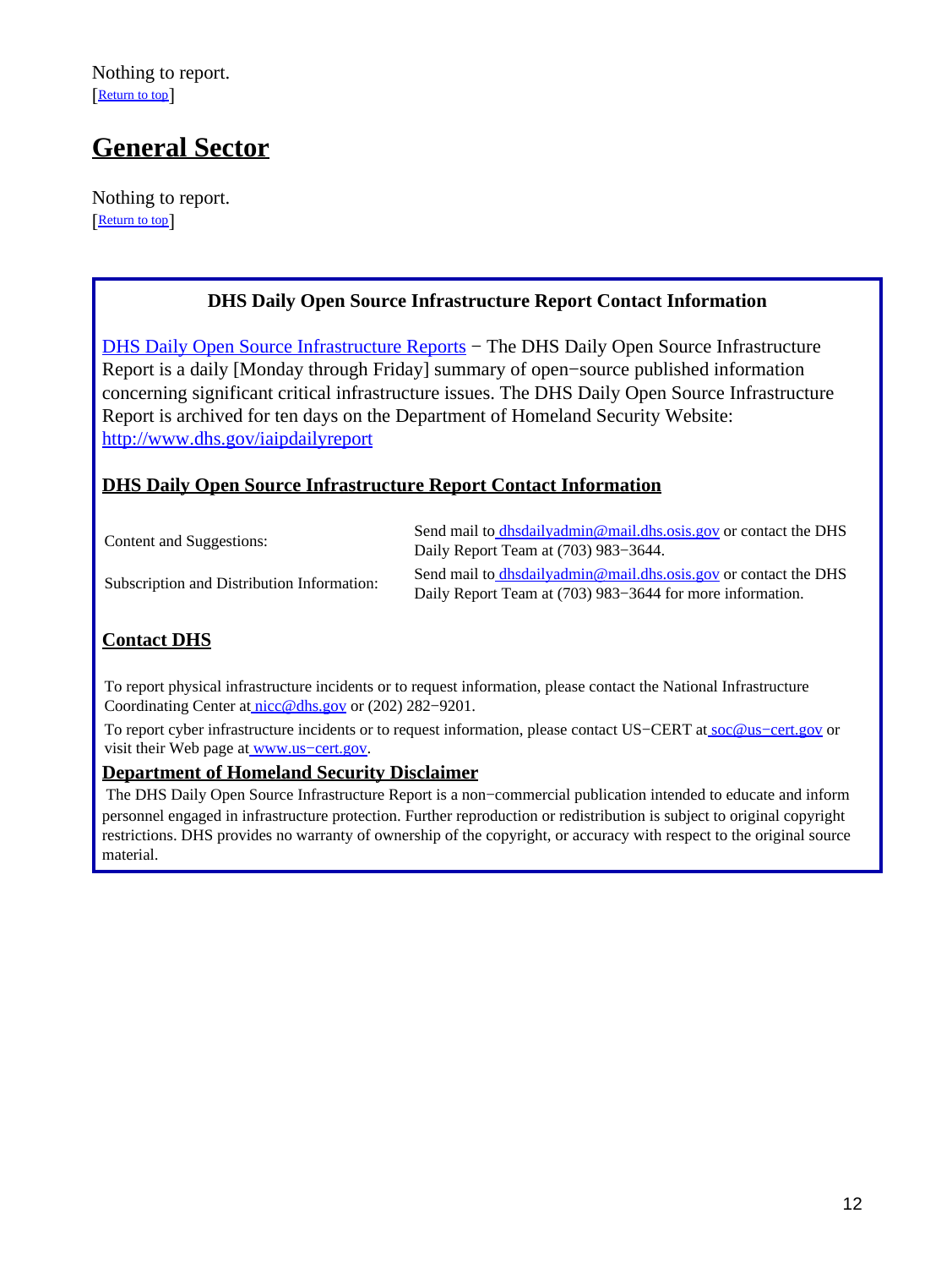Nothing to report.
[Return to top]

# General Sector

Nothing to report.
[Return to top]

**DHS Daily Open Source Infrastructure Report Contact Information**

DHS Daily Open Source Infrastructure Reports − The DHS Daily Open Source Infrastructure Report is a daily [Monday through Friday] summary of open−source published information concerning significant critical infrastructure issues. The DHS Daily Open Source Infrastructure Report is archived for ten days on the Department of Homeland Security Website: http://www.dhs.gov/iaipdailyreport

## DHS Daily Open Source Infrastructure Report Contact Information

| | |
|---|---|
| Content and Suggestions: | Send mail to dhsdailyadmin@mail.dhs.osis.gov or contact the DHS Daily Report Team at (703) 983−3644. |
| Subscription and Distribution Information: | Send mail to dhsdailyadmin@mail.dhs.osis.gov or contact the DHS Daily Report Team at (703) 983−3644 for more information. |

## Contact DHS

To report physical infrastructure incidents or to request information, please contact the National Infrastructure Coordinating Center at nicc@dhs.gov or (202) 282−9201.

To report cyber infrastructure incidents or to request information, please contact US−CERT at soc@us−cert.gov or visit their Web page at www.us−cert.gov.

## Department of Homeland Security Disclaimer

The DHS Daily Open Source Infrastructure Report is a non−commercial publication intended to educate and inform personnel engaged in infrastructure protection. Further reproduction or redistribution is subject to original copyright restrictions. DHS provides no warranty of ownership of the copyright, or accuracy with respect to the original source material.